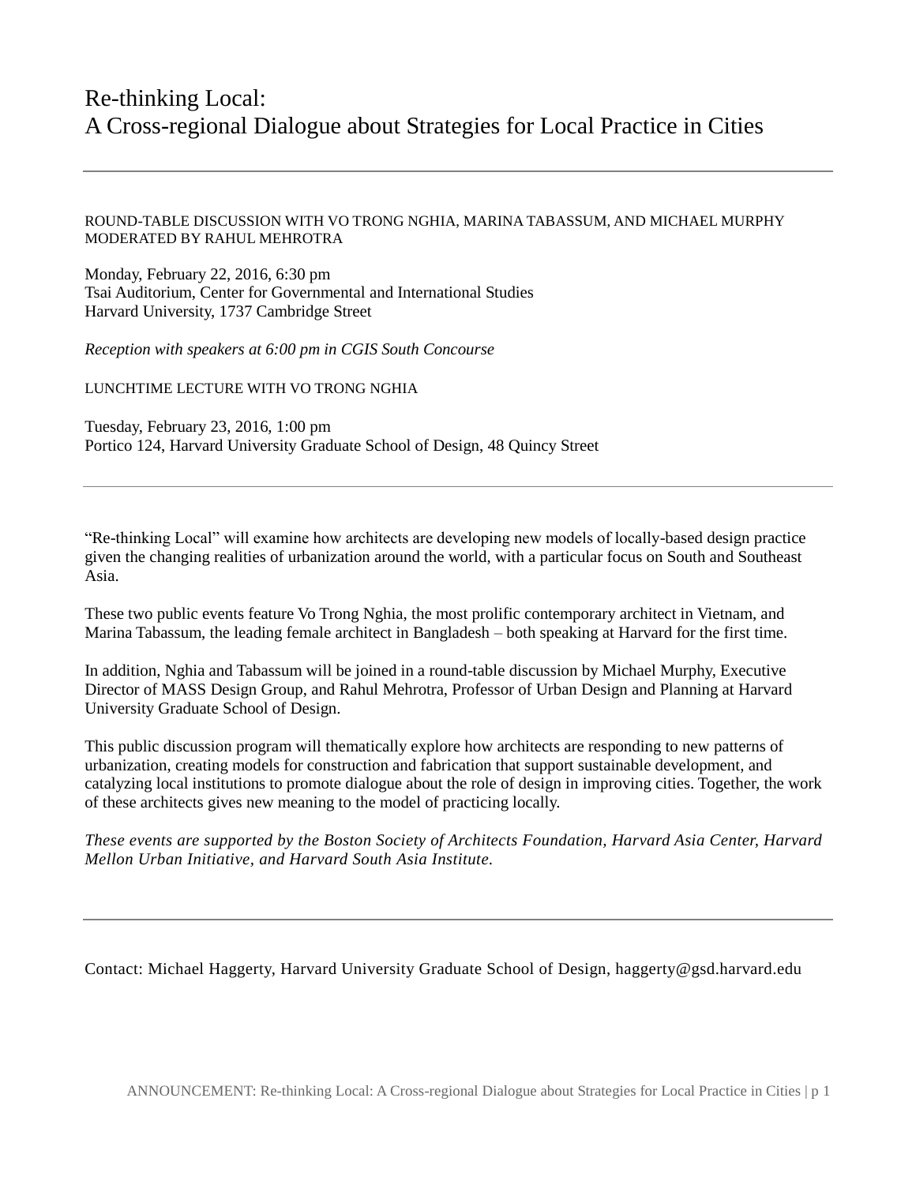# Re-thinking Local:
# A Cross-regional Dialogue about Strategies for Local Practice in Cities

---

ROUND-TABLE DISCUSSION WITH VO TRONG NGHIA, MARINA TABASSUM, AND MICHAEL MURPHY MODERATED BY RAHUL MEHROTRA

Monday, February 22, 2016, 6:30 pm
Tsai Auditorium, Center for Governmental and International Studies
Harvard University, 1737 Cambridge Street

*Reception with speakers at 6:00 pm in CGIS South Concourse*

LUNCHTIME LECTURE WITH VO TRONG NGHIA

Tuesday, February 23, 2016, 1:00 pm
Portico 124, Harvard University Graduate School of Design, 48 Quincy Street

---

"Re-thinking Local" will examine how architects are developing new models of locally-based design practice given the changing realities of urbanization around the world, with a particular focus on South and Southeast Asia.

These two public events feature Vo Trong Nghia, the most prolific contemporary architect in Vietnam, and Marina Tabassum, the leading female architect in Bangladesh – both speaking at Harvard for the first time.

In addition, Nghia and Tabassum will be joined in a round-table discussion by Michael Murphy, Executive Director of MASS Design Group, and Rahul Mehrotra, Professor of Urban Design and Planning at Harvard University Graduate School of Design.

This public discussion program will thematically explore how architects are responding to new patterns of urbanization, creating models for construction and fabrication that support sustainable development, and catalyzing local institutions to promote dialogue about the role of design in improving cities. Together, the work of these architects gives new meaning to the model of practicing locally.

*These events are supported by the Boston Society of Architects Foundation, Harvard Asia Center, Harvard Mellon Urban Initiative, and Harvard South Asia Institute.*

---

Contact: Michael Haggerty, Harvard University Graduate School of Design, haggerty@gsd.harvard.edu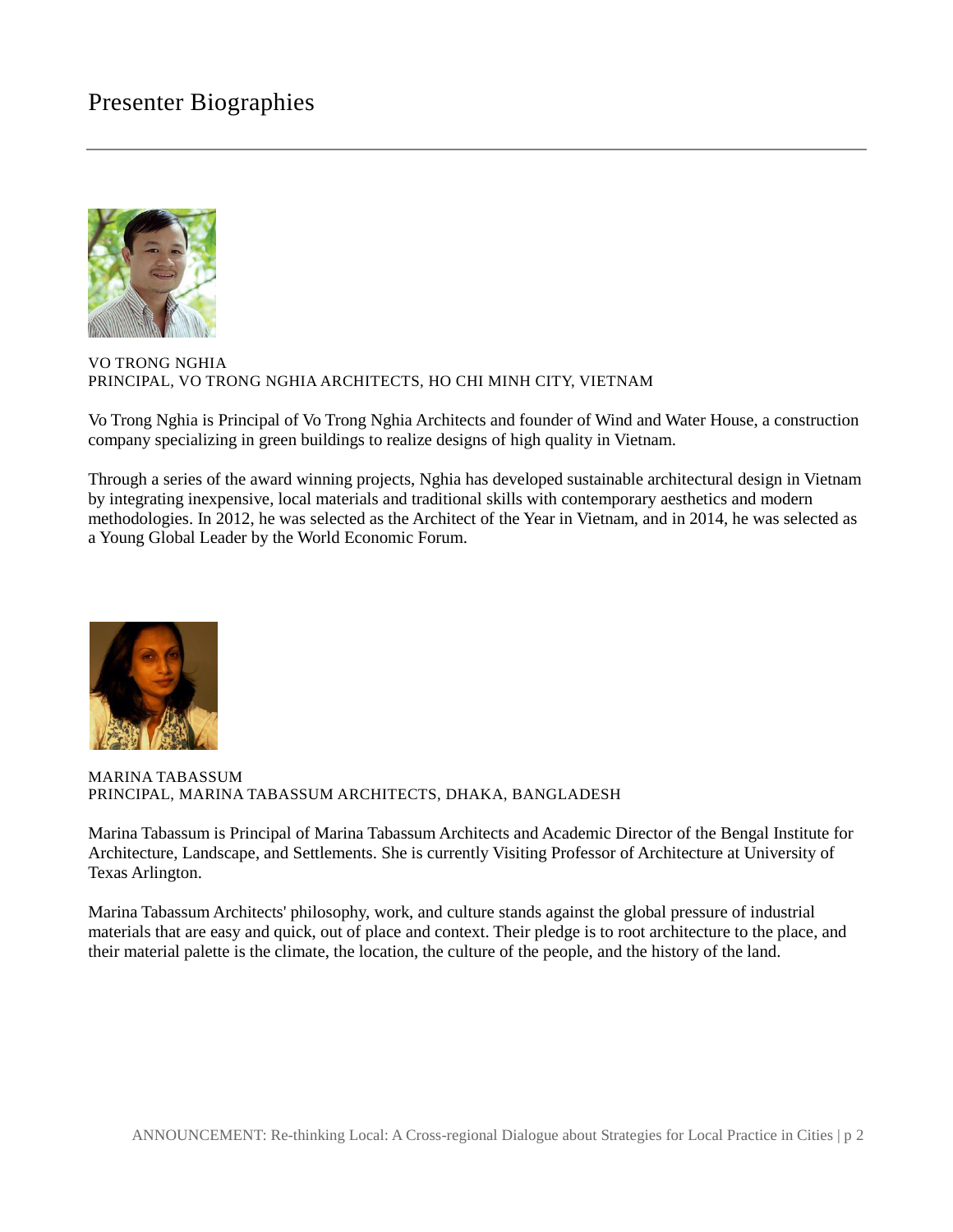# Presenter Biographies

VO TRONG NGHIA
PRINCIPAL, VO TRONG NGHIA ARCHITECTS, HO CHI MINH CITY, VIETNAM

Vo Trong Nghia is Principal of Vo Trong Nghia Architects and founder of Wind and Water House, a construction company specializing in green buildings to realize designs of high quality in Vietnam.

Through a series of the award winning projects, Nghia has developed sustainable architectural design in Vietnam by integrating inexpensive, local materials and traditional skills with contemporary aesthetics and modern methodologies. In 2012, he was selected as the Architect of the Year in Vietnam, and in 2014, he was selected as a Young Global Leader by the World Economic Forum.

MARINA TABASSUM
PRINCIPAL, MARINA TABASSUM ARCHITECTS, DHAKA, BANGLADESH

Marina Tabassum is Principal of Marina Tabassum Architects and Academic Director of the Bengal Institute for Architecture, Landscape, and Settlements. She is currently Visiting Professor of Architecture at University of Texas Arlington.

Marina Tabassum Architects' philosophy, work, and culture stands against the global pressure of industrial materials that are easy and quick, out of place and context. Their pledge is to root architecture to the place, and their material palette is the climate, the location, the culture of the people, and the history of the land.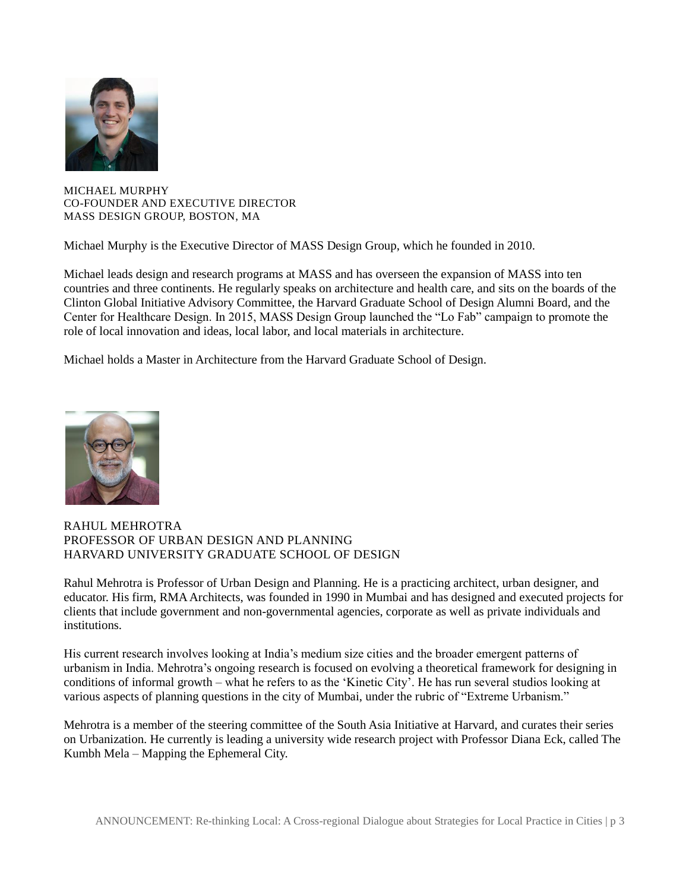MICHAEL MURPHY
CO-FOUNDER AND EXECUTIVE DIRECTOR
MASS DESIGN GROUP, BOSTON, MA

Michael Murphy is the Executive Director of MASS Design Group, which he founded in 2010.

Michael leads design and research programs at MASS and has overseen the expansion of MASS into ten countries and three continents. He regularly speaks on architecture and health care, and sits on the boards of the Clinton Global Initiative Advisory Committee, the Harvard Graduate School of Design Alumni Board, and the Center for Healthcare Design. In 2015, MASS Design Group launched the "Lo Fab" campaign to promote the role of local innovation and ideas, local labor, and local materials in architecture.

Michael holds a Master in Architecture from the Harvard Graduate School of Design.

RAHUL MEHROTRA
PROFESSOR OF URBAN DESIGN AND PLANNING
HARVARD UNIVERSITY GRADUATE SCHOOL OF DESIGN

Rahul Mehrotra is Professor of Urban Design and Planning. He is a practicing architect, urban designer, and educator. His firm, RMA Architects, was founded in 1990 in Mumbai and has designed and executed projects for clients that include government and non-governmental agencies, corporate as well as private individuals and institutions.

His current research involves looking at India's medium size cities and the broader emergent patterns of urbanism in India. Mehrotra's ongoing research is focused on evolving a theoretical framework for designing in conditions of informal growth – what he refers to as the 'Kinetic City'. He has run several studios looking at various aspects of planning questions in the city of Mumbai, under the rubric of "Extreme Urbanism."

Mehrotra is a member of the steering committee of the South Asia Initiative at Harvard, and curates their series on Urbanization. He currently is leading a university wide research project with Professor Diana Eck, called The Kumbh Mela – Mapping the Ephemeral City.